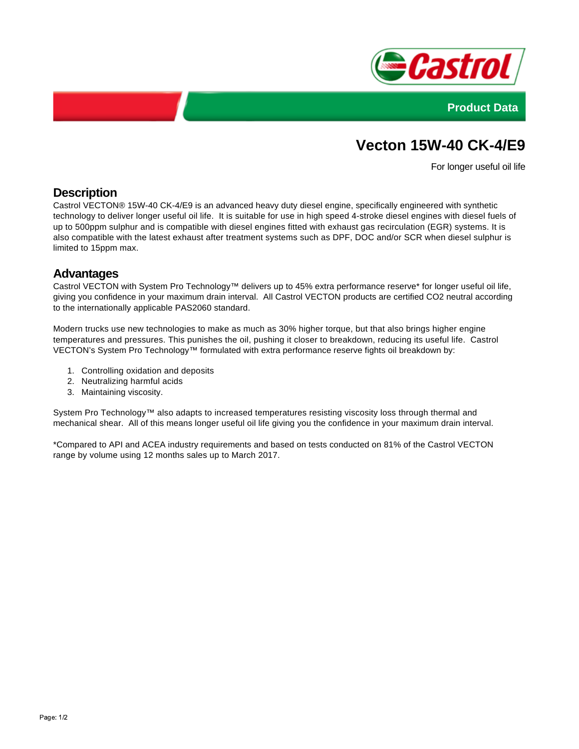Product Data

# Vecton 15W-40 CK-4/E9

For longer useful oil life

## Description

Castrol VECTON® 15W-40 CK-4/E9 is an advanced heavy duty diesel engine, specifically engineered with synthetic technology to deliver longer useful oil life. It is suitable for use in high speed 4-stroke diesel engines with diesel fuels of up to 500ppm sulphur and is compatible with diesel engines fitted with exhaust gas recirculation (EGR) systems. It is also compatible with the latest exhaust after treatment systems such as DPF, DOC and/or SCR when diesel sulphur is limited to 15ppm max.

## Advantages

Castrol VECTON with System Pro Technology™ delivers up to 45% extra performance reserve* for longer useful oil life, giving you confidence in your maximum drain interval. All Castrol VECTON products are certified CO2 neutral according to the internationally applicable PAS2060 standard.

Modern trucks use new technologies to make as much as 30% higher torque, but that also brings higher engine temperatures and pressures. This punishes the oil, pushing it closer to breakdown, reducing its useful life. Castrol VECTON's System Pro Technology™ formulated with extra performance reserve fights oil breakdown by:

1. Controlling oxidation and deposits
2. Neutralizing harmful acids
3. Maintaining viscosity.

System Pro Technology™ also adapts to increased temperatures resisting viscosity loss through thermal and mechanical shear. All of this means longer useful oil life giving you the confidence in your maximum drain interval.

*Compared to API and ACEA industry requirements and based on tests conducted on 81% of the Castrol VECTON range by volume using 12 months sales up to March 2017.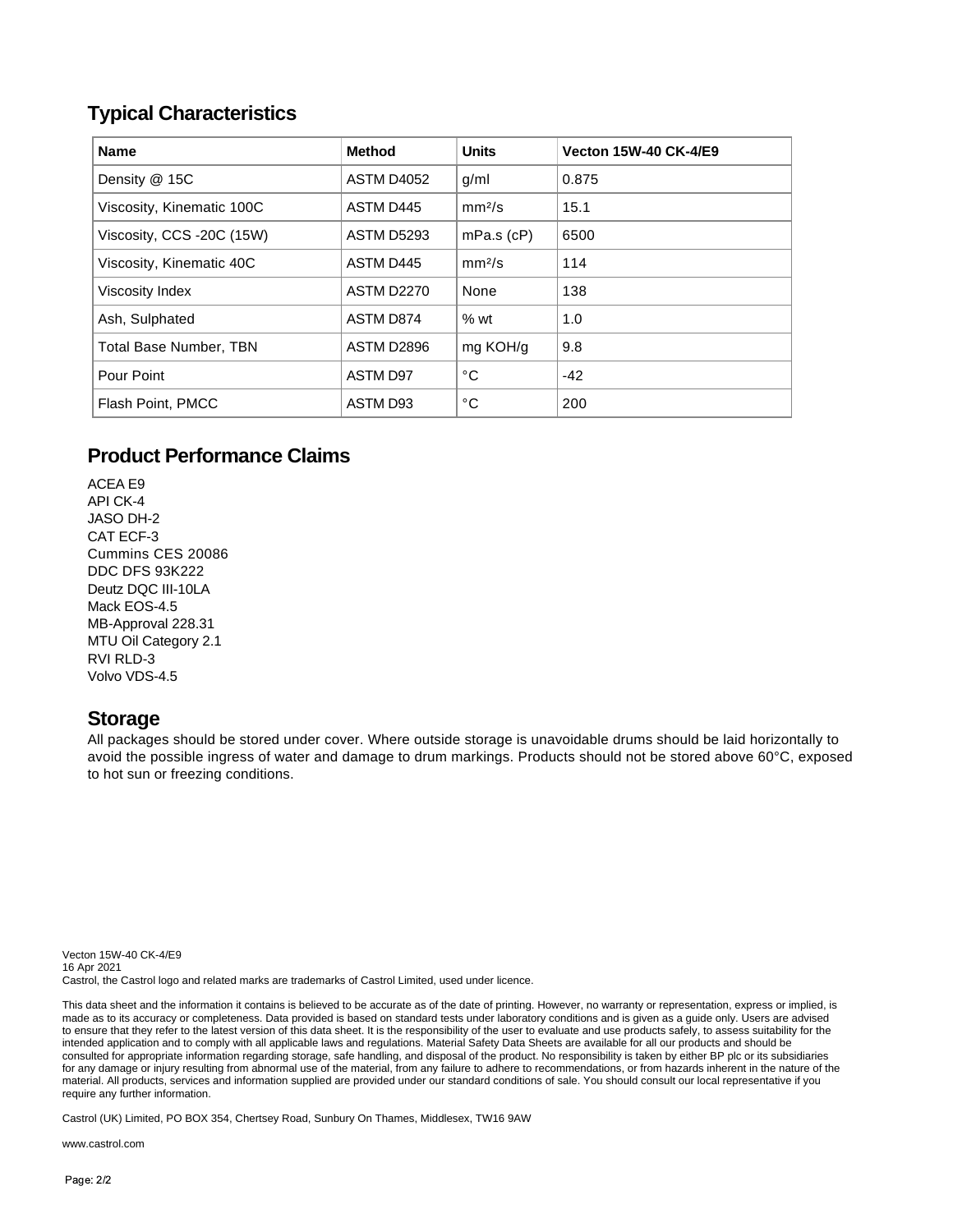## Typical Characteristics

| Name | Method | Units | Vecton 15W-40 CK-4/E9 |
|---|---|---|---|
| Density @ 15C | ASTM D4052 | g/ml | 0.875 |
| Viscosity, Kinematic 100C | ASTM D445 | $mm^2/s$ | 15.1 |
| Viscosity, CCS -20C (15W) | ASTM D5293 | mPa.s (cP) | 6500 |
| Viscosity, Kinematic 40C | ASTM D445 | $mm^2/s$ | 114 |
| Viscosity Index | ASTM D2270 | None | 138 |
| Ash, Sulphated | ASTM D874 | % wt | 1.0 |
| Total Base Number, TBN | ASTM D2896 | mg KOH/g | 9.8 |
| Pour Point | ASTM D97 | °C | -42 |
| Flash Point, PMCC | ASTM D93 | °C | 200 |

## Product Performance Claims

ACEA E9
API CK-4
JASO DH-2
CAT ECF-3
Cummins CES 20086
DDC DFS 93K222
Deutz DQC III-10LA
Mack EOS-4.5
MB-Approval 228.31
MTU Oil Category 2.1
RVI RLD-3
Volvo VDS-4.5

## Storage

All packages should be stored under cover. Where outside storage is unavoidable drums should be laid horizontally to avoid the possible ingress of water and damage to drum markings. Products should not be stored above 60°C, exposed to hot sun or freezing conditions.

Vecton 15W-40 CK-4/E9
16 Apr 2021
Castrol, the Castrol logo and related marks are trademarks of Castrol Limited, used under licence.

This data sheet and the information it contains is believed to be accurate as of the date of printing. However, no warranty or representation, express or implied, is made as to its accuracy or completeness. Data provided is based on standard tests under laboratory conditions and is given as a guide only. Users are advised to ensure that they refer to the latest version of this data sheet. It is the responsibility of the user to evaluate and use products safely, to assess suitability for the intended application and to comply with all applicable laws and regulations. Material Safety Data Sheets are available for all our products and should be consulted for appropriate information regarding storage, safe handling, and disposal of the product. No responsibility is taken by either BP plc or its subsidiaries for any damage or injury resulting from abnormal use of the material, from any failure to adhere to recommendations, or from hazards inherent in the nature of the material. All products, services and information supplied are provided under our standard conditions of sale. You should consult our local representative if you require any further information.

Castrol (UK) Limited, PO BOX 354, Chertsey Road, Sunbury On Thames, Middlesex, TW16 9AW

www.castrol.com